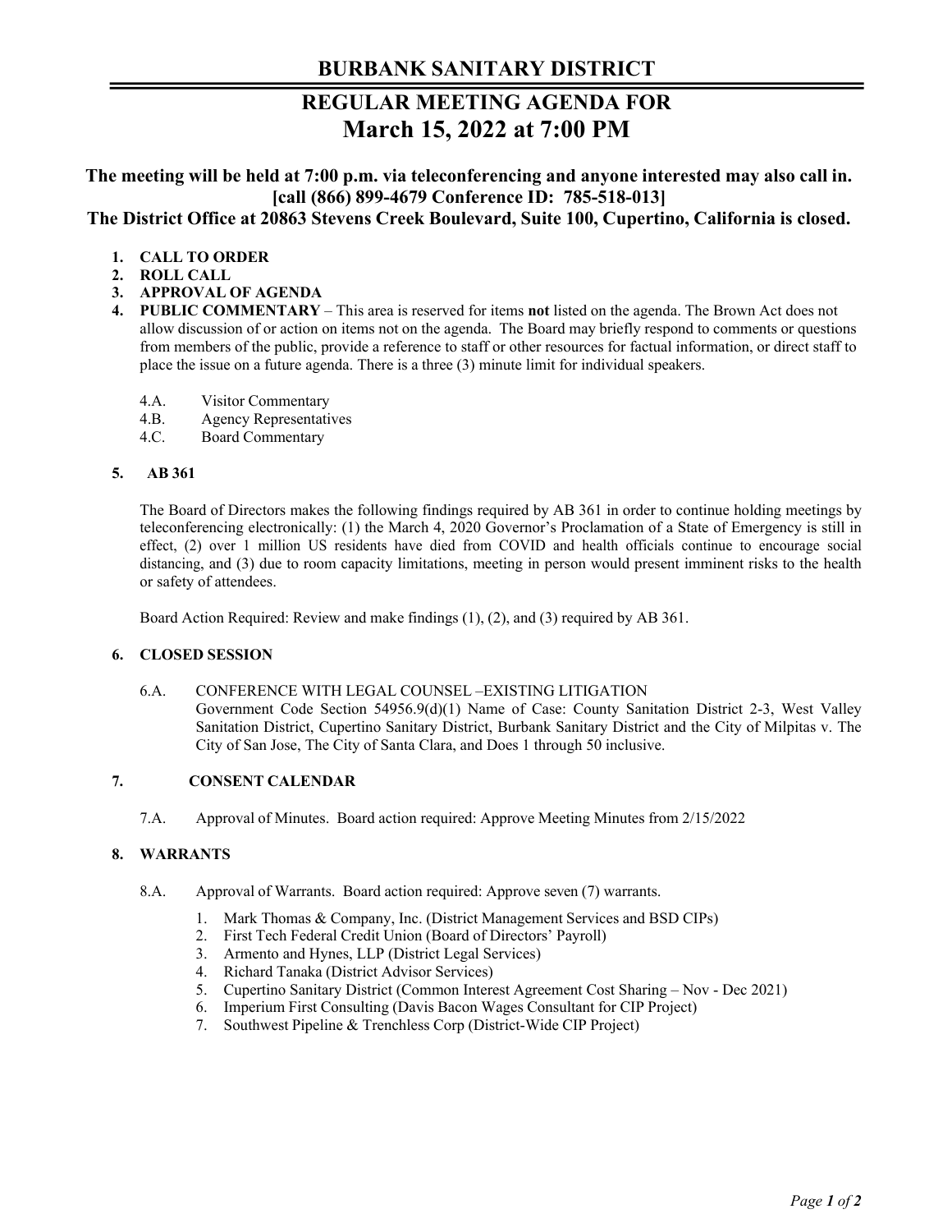# BURBANK SANITARY DISTRICT

## REGULAR MEETING AGENDA FOR
## March 15, 2022 at 7:00 PM

**The meeting will be held at 7:00 p.m. via teleconferencing and anyone interested may also call in. [call (866) 899-4679 Conference ID: 785-518-013]**
**The District Office at 20863 Stevens Creek Boulevard, Suite 100, Cupertino, California is closed.**

1. **CALL TO ORDER**
2. **ROLL CALL**
3. **APPROVAL OF AGENDA**
4. **PUBLIC COMMENTARY** – This area is reserved for items **not** listed on the agenda. The Brown Act does not allow discussion of or action on items not on the agenda. The Board may briefly respond to comments or questions from members of the public, provide a reference to staff or other resources for factual information, or direct staff to place the issue on a future agenda. There is a three (3) minute limit for individual speakers.

   4.A. Visitor Commentary
   4.B. Agency Representatives
   4.C. Board Commentary

5. **AB 361**

   The Board of Directors makes the following findings required by AB 361 in order to continue holding meetings by teleconferencing electronically: (1) the March 4, 2020 Governor's Proclamation of a State of Emergency is still in effect, (2) over 1 million US residents have died from COVID and health officials continue to encourage social distancing, and (3) due to room capacity limitations, meeting in person would present imminent risks to the health or safety of attendees.

   Board Action Required: Review and make findings (1), (2), and (3) required by AB 361.

6. **CLOSED SESSION**

   6.A. CONFERENCE WITH LEGAL COUNSEL –EXISTING LITIGATION
   Government Code Section 54956.9(d)(1) Name of Case: County Sanitation District 2-3, West Valley Sanitation District, Cupertino Sanitary District, Burbank Sanitary District and the City of Milpitas v. The City of San Jose, The City of Santa Clara, and Does 1 through 50 inclusive.

7. **CONSENT CALENDAR**

   7.A. Approval of Minutes. Board action required: Approve Meeting Minutes from 2/15/2022

8. **WARRANTS**

   8.A. Approval of Warrants. Board action required: Approve seven (7) warrants.

   1. Mark Thomas & Company, Inc. (District Management Services and BSD CIPs)
   2. First Tech Federal Credit Union (Board of Directors' Payroll)
   3. Armento and Hynes, LLP (District Legal Services)
   4. Richard Tanaka (District Advisor Services)
   5. Cupertino Sanitary District (Common Interest Agreement Cost Sharing – Nov - Dec 2021)
   6. Imperium First Consulting (Davis Bacon Wages Consultant for CIP Project)
   7. Southwest Pipeline & Trenchless Corp (District-Wide CIP Project)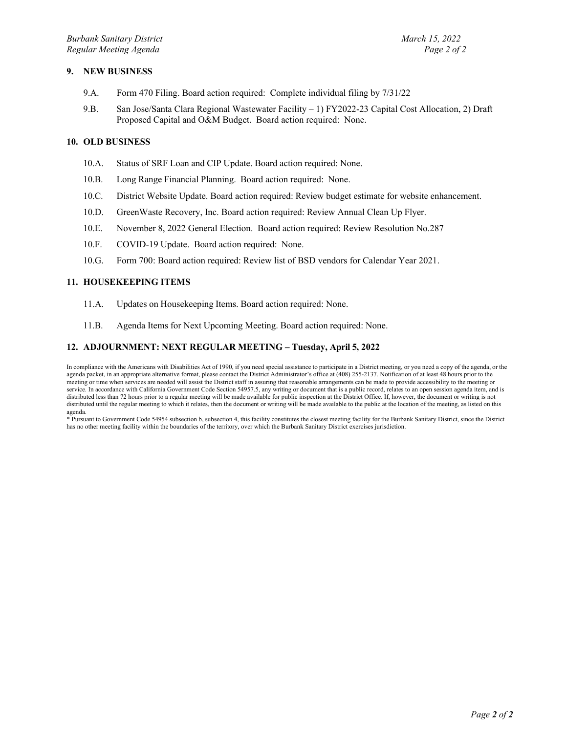## 9. NEW BUSINESS

9.A. Form 470 Filing. Board action required: Complete individual filing by 7/31/22

9.B. San Jose/Santa Clara Regional Wastewater Facility – 1) FY2022-23 Capital Cost Allocation, 2) Draft Proposed Capital and O&M Budget. Board action required: None.

## 10. OLD BUSINESS

10.A. Status of SRF Loan and CIP Update. Board action required: None.

10.B. Long Range Financial Planning. Board action required: None.

10.C. District Website Update. Board action required: Review budget estimate for website enhancement.

10.D. GreenWaste Recovery, Inc. Board action required: Review Annual Clean Up Flyer.

10.E. November 8, 2022 General Election. Board action required: Review Resolution No.287

10.F. COVID-19 Update. Board action required: None.

10.G. Form 700: Board action required: Review list of BSD vendors for Calendar Year 2021.

## 11. HOUSEKEEPING ITEMS

11.A. Updates on Housekeeping Items. Board action required: None.

11.B. Agenda Items for Next Upcoming Meeting. Board action required: None.

## 12. ADJOURNMENT: NEXT REGULAR MEETING – Tuesday, April 5, 2022

In compliance with the Americans with Disabilities Act of 1990, if you need special assistance to participate in a District meeting, or you need a copy of the agenda, or the agenda packet, in an appropriate alternative format, please contact the District Administrator's office at (408) 255-2137. Notification of at least 48 hours prior to the meeting or time when services are needed will assist the District staff in assuring that reasonable arrangements can be made to provide accessibility to the meeting or service. In accordance with California Government Code Section 54957.5, any writing or document that is a public record, relates to an open session agenda item, and is distributed less than 72 hours prior to a regular meeting will be made available for public inspection at the District Office. If, however, the document or writing is not distributed until the regular meeting to which it relates, then the document or writing will be made available to the public at the location of the meeting, as listed on this agenda.

* Pursuant to Government Code 54954 subsection b, subsection 4, this facility constitutes the closest meeting facility for the Burbank Sanitary District, since the District has no other meeting facility within the boundaries of the territory, over which the Burbank Sanitary District exercises jurisdiction.